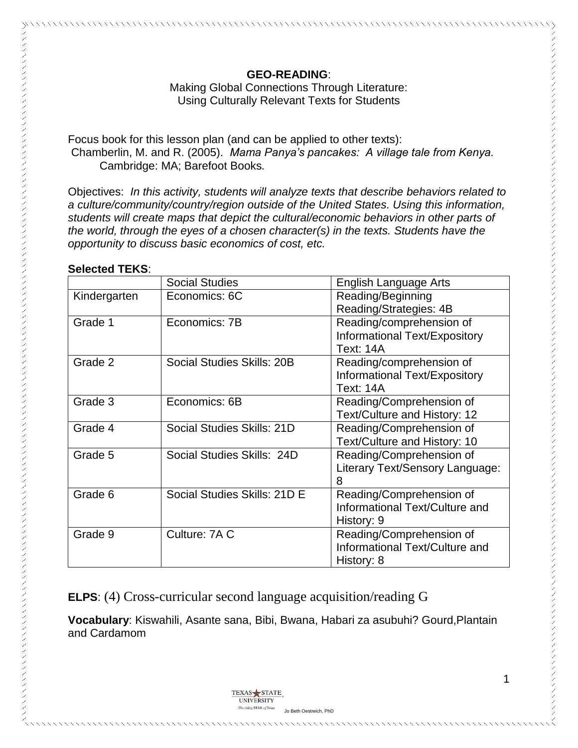**GEO-READING**:

Making Global Connections Through Literature:
Using Culturally Relevant Texts for Students

Focus book for this lesson plan (and can be applied to other texts):
Chamberlin, M. and R. (2005). *Mama Panya's pancakes: A village tale from Kenya.* Cambridge: MA; Barefoot Books.

Objectives: *In this activity, students will analyze texts that describe behaviors related to a culture/community/country/region outside of the United States. Using this information, students will create maps that depict the cultural/economic behaviors in other parts of the world, through the eyes of a chosen character(s) in the texts. Students have the opportunity to discuss basic economics of cost, etc.*

**Selected TEKS**:

| | Social Studies | English Language Arts |
|---|---|---|
| Kindergarten | Economics: 6C | Reading/Beginning Reading/Strategies: 4B |
| Grade 1 | Economics: 7B | Reading/comprehension of Informational Text/Expository Text: 14A |
| Grade 2 | Social Studies Skills: 20B | Reading/comprehension of Informational Text/Expository Text: 14A |
| Grade 3 | Economics: 6B | Reading/Comprehension of Text/Culture and History: 12 |
| Grade 4 | Social Studies Skills: 21D | Reading/Comprehension of Text/Culture and History: 10 |
| Grade 5 | Social Studies Skills: 24D | Reading/Comprehension of Literary Text/Sensory Language: 8 |
| Grade 6 | Social Studies Skills: 21D E | Reading/Comprehension of Informational Text/Culture and History: 9 |
| Grade 9 | Culture: 7A C | Reading/Comprehension of Informational Text/Culture and History: 8 |

**ELPS**: (4) Cross-curricular second language acquisition/reading G

**Vocabulary**: Kiswahili, Asante sana, Bibi, Bwana, Habari za asubuhi? Gourd,Plantain and Cardamom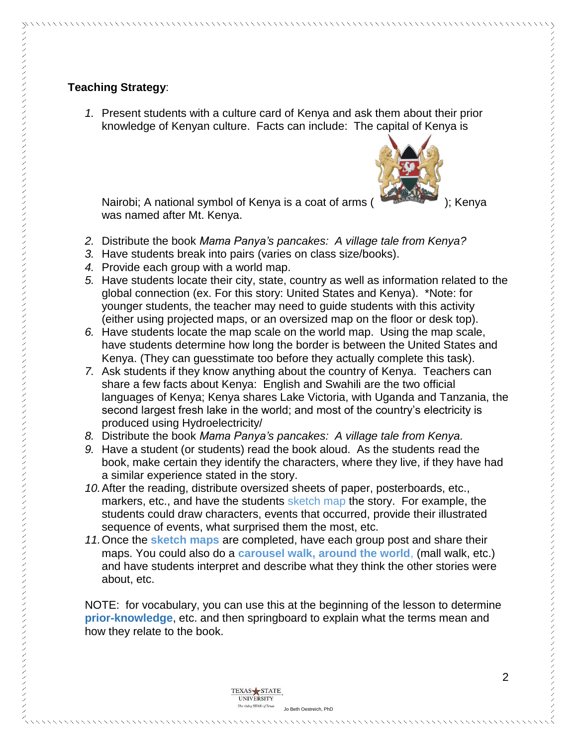**Teaching Strategy**:

1. Present students with a culture card of Kenya and ask them about their prior knowledge of Kenyan culture. Facts can include: The capital of Kenya is Nairobi; A national symbol of Kenya is a coat of arms ( ); Kenya was named after Mt. Kenya.
2. Distribute the book *Mama Panya's pancakes: A village tale from Kenya?*
3. Have students break into pairs (varies on class size/books).
4. Provide each group with a world map.
5. Have students locate their city, state, country as well as information related to the global connection (ex. For this story: United States and Kenya). *Note: for younger students, the teacher may need to guide students with this activity (either using projected maps, or an oversized map on the floor or desk top).
6. Have students locate the map scale on the world map. Using the map scale, have students determine how long the border is between the United States and Kenya. (They can guesstimate too before they actually complete this task).
7. Ask students if they know anything about the country of Kenya. Teachers can share a few facts about Kenya: English and Swahili are the two official languages of Kenya; Kenya shares Lake Victoria, with Uganda and Tanzania, the second largest fresh lake in the world; and most of the country's electricity is produced using Hydroelectricity/
8. Distribute the book *Mama Panya's pancakes: A village tale from Kenya.*
9. Have a student (or students) read the book aloud. As the students read the book, make certain they identify the characters, where they live, if they have had a similar experience stated in the story.
10. After the reading, distribute oversized sheets of paper, posterboards, etc., markers, etc., and have the students sketch map the story. For example, the students could draw characters, events that occurred, provide their illustrated sequence of events, what surprised them the most, etc.
11. Once the **sketch maps** are completed, have each group post and share their maps. You could also do a **carousel walk, around the world**, (mall walk, etc.) and have students interpret and describe what they think the other stories were about, etc.

NOTE: for vocabulary, you can use this at the beginning of the lesson to determine **prior-knowledge**, etc. and then springboard to explain what the terms mean and how they relate to the book.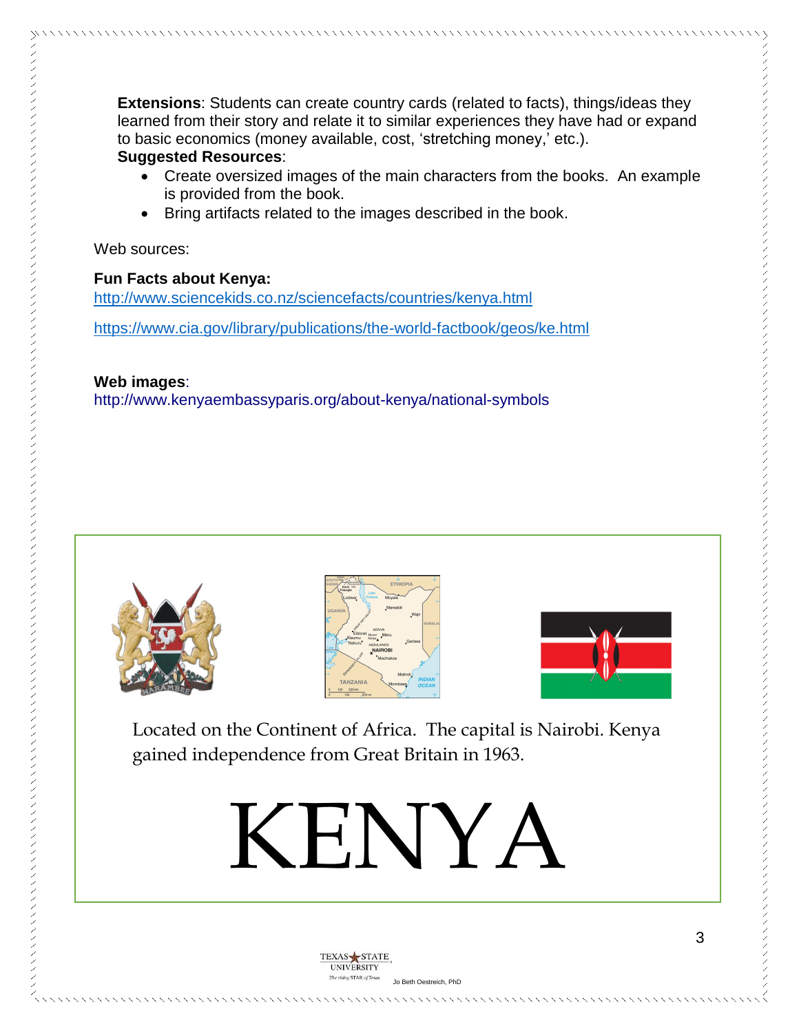**Extensions**: Students can create country cards (related to facts), things/ideas they learned from their story and relate it to similar experiences they have had or expand to basic economics (money available, cost, 'stretching money,' etc.).

**Suggested Resources**:

- Create oversized images of the main characters from the books. An example is provided from the book.
- Bring artifacts related to the images described in the book.

Web sources:

**Fun Facts about Kenya:**

http://www.sciencekids.co.nz/sciencefacts/countries/kenya.html

https://www.cia.gov/library/publications/the-world-factbook/geos/ke.html

**Web images**:

http://www.kenyaembassyparis.org/about-kenya/national-symbols

Located on the Continent of Africa. The capital is Nairobi. Kenya gained independence from Great Britain in 1963.

# KENYA

Jo Beth Oestreich, PhD